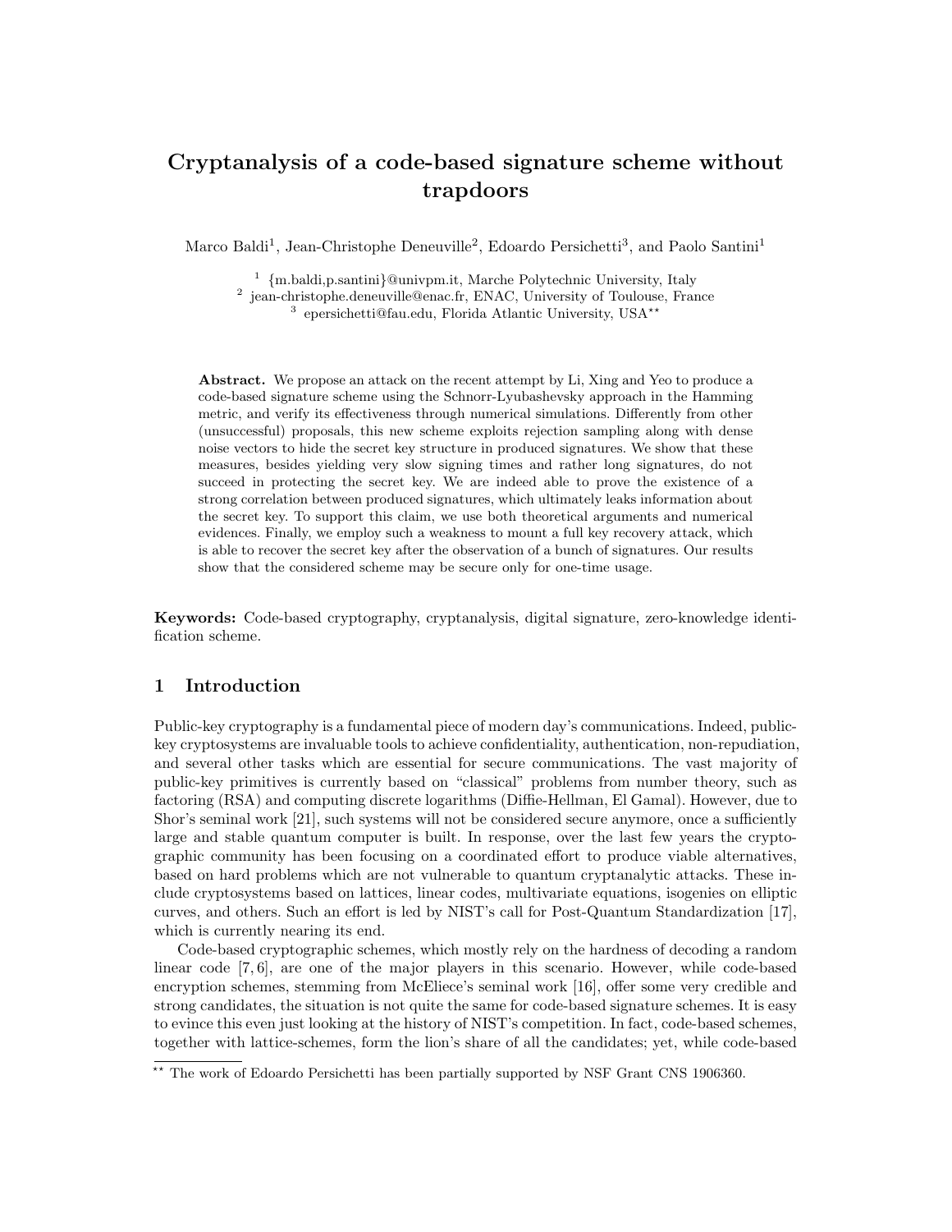# Cryptanalysis of a code-based signature scheme without trapdoors

Marco Baldi[1], Jean-Christophe Deneuville[2], Edoardo Persichetti[3], and Paolo Santini[1]

[1] {m.baldi,p.santini}@univpm.it, Marche Polytechnic University, Italy
[2] jean-christophe.deneuville@enac.fr, ENAC, University of Toulouse, France
[3] epersichetti@fau.edu, Florida Atlantic University, USA[**]

**Abstract.** We propose an attack on the recent attempt by Li, Xing and Yeo to produce a code-based signature scheme using the Schnorr-Lyubashevsky approach in the Hamming metric, and verify its effectiveness through numerical simulations. Differently from other (unsuccessful) proposals, this new scheme exploits rejection sampling along with dense noise vectors to hide the secret key structure in produced signatures. We show that these measures, besides yielding very slow signing times and rather long signatures, do not succeed in protecting the secret key. We are indeed able to prove the existence of a strong correlation between produced signatures, which ultimately leaks information about the secret key. To support this claim, we use both theoretical arguments and numerical evidences. Finally, we employ such a weakness to mount a full key recovery attack, which is able to recover the secret key after the observation of a bunch of signatures. Our results show that the considered scheme may be secure only for one-time usage.

**Keywords:** Code-based cryptography, cryptanalysis, digital signature, zero-knowledge identification scheme.

## 1 Introduction

Public-key cryptography is a fundamental piece of modern day's communications. Indeed, public-key cryptosystems are invaluable tools to achieve confidentiality, authentication, non-repudiation, and several other tasks which are essential for secure communications. The vast majority of public-key primitives is currently based on "classical" problems from number theory, such as factoring (RSA) and computing discrete logarithms (Diffie-Hellman, El Gamal). However, due to Shor's seminal work [21], such systems will not be considered secure anymore, once a sufficiently large and stable quantum computer is built. In response, over the last few years the cryptographic community has been focusing on a coordinated effort to produce viable alternatives, based on hard problems which are not vulnerable to quantum cryptanalytic attacks. These include cryptosystems based on lattices, linear codes, multivariate equations, isogenies on elliptic curves, and others. Such an effort is led by NIST's call for Post-Quantum Standardization [17], which is currently nearing its end.

Code-based cryptographic schemes, which mostly rely on the hardness of decoding a random linear code [7, 6], are one of the major players in this scenario. However, while code-based encryption schemes, stemming from McEliece's seminal work [16], offer some very credible and strong candidates, the situation is not quite the same for code-based signature schemes. It is easy to evince this even just looking at the history of NIST's competition. In fact, code-based schemes, together with lattice-schemes, form the lion's share of all the candidates; yet, while code-based

[**] The work of Edoardo Persichetti has been partially supported by NSF Grant CNS 1906360.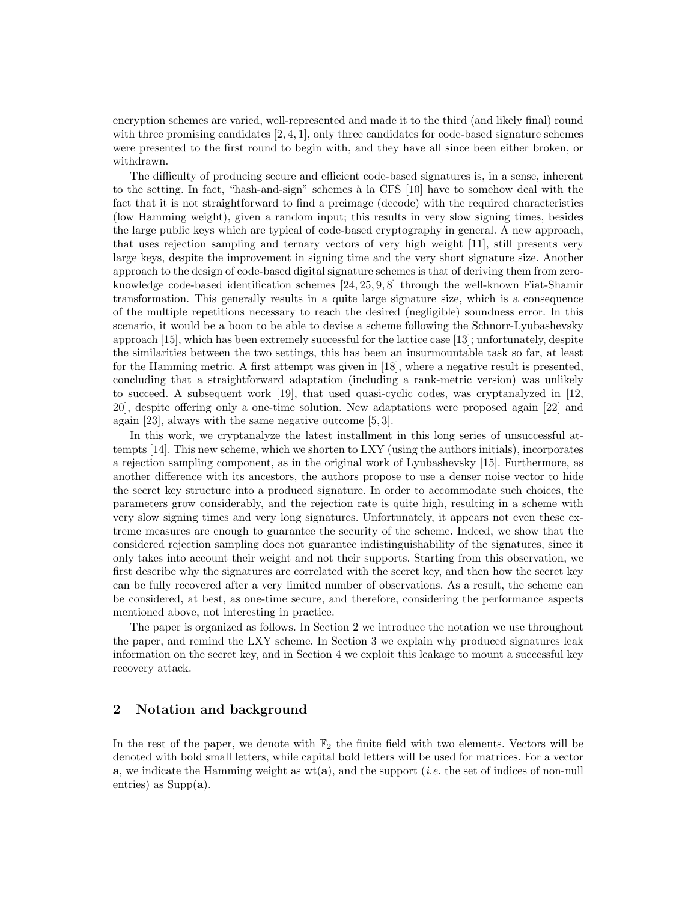encryption schemes are varied, well-represented and made it to the third (and likely final) round with three promising candidates [2, 4, 1], only three candidates for code-based signature schemes were presented to the first round to begin with, and they have all since been either broken, or withdrawn.

The difficulty of producing secure and efficient code-based signatures is, in a sense, inherent to the setting. In fact, "hash-and-sign" schemes à la CFS [10] have to somehow deal with the fact that it is not straightforward to find a preimage (decode) with the required characteristics (low Hamming weight), given a random input; this results in very slow signing times, besides the large public keys which are typical of code-based cryptography in general. A new approach, that uses rejection sampling and ternary vectors of very high weight [11], still presents very large keys, despite the improvement in signing time and the very short signature size. Another approach to the design of code-based digital signature schemes is that of deriving them from zero-knowledge code-based identification schemes [24, 25, 9, 8] through the well-known Fiat-Shamir transformation. This generally results in a quite large signature size, which is a consequence of the multiple repetitions necessary to reach the desired (negligible) soundness error. In this scenario, it would be a boon to be able to devise a scheme following the Schnorr-Lyubashevsky approach [15], which has been extremely successful for the lattice case [13]; unfortunately, despite the similarities between the two settings, this has been an insurmountable task so far, at least for the Hamming metric. A first attempt was given in [18], where a negative result is presented, concluding that a straightforward adaptation (including a rank-metric version) was unlikely to succeed. A subsequent work [19], that used quasi-cyclic codes, was cryptanalyzed in [12, 20], despite offering only a one-time solution. New adaptations were proposed again [22] and again [23], always with the same negative outcome [5, 3].

In this work, we cryptanalyze the latest installment in this long series of unsuccessful attempts [14]. This new scheme, which we shorten to LXY (using the authors initials), incorporates a rejection sampling component, as in the original work of Lyubashevsky [15]. Furthermore, as another difference with its ancestors, the authors propose to use a denser noise vector to hide the secret key structure into a produced signature. In order to accommodate such choices, the parameters grow considerably, and the rejection rate is quite high, resulting in a scheme with very slow signing times and very long signatures. Unfortunately, it appears not even these extreme measures are enough to guarantee the security of the scheme. Indeed, we show that the considered rejection sampling does not guarantee indistinguishability of the signatures, since it only takes into account their weight and not their supports. Starting from this observation, we first describe why the signatures are correlated with the secret key, and then how the secret key can be fully recovered after a very limited number of observations. As a result, the scheme can be considered, at best, as one-time secure, and therefore, considering the performance aspects mentioned above, not interesting in practice.

The paper is organized as follows. In Section 2 we introduce the notation we use throughout the paper, and remind the LXY scheme. In Section 3 we explain why produced signatures leak information on the secret key, and in Section 4 we exploit this leakage to mount a successful key recovery attack.

## 2 Notation and background

In the rest of the paper, we denote with $\mathbb{F}_2$ the finite field with two elements. Vectors will be denoted with bold small letters, while capital bold letters will be used for matrices. For a vector $\mathbf{a}$, we indicate the Hamming weight as $\mathrm{wt}(\mathbf{a})$, and the support (*i.e.* the set of indices of non-null entries) as $\mathrm{Supp}(\mathbf{a})$.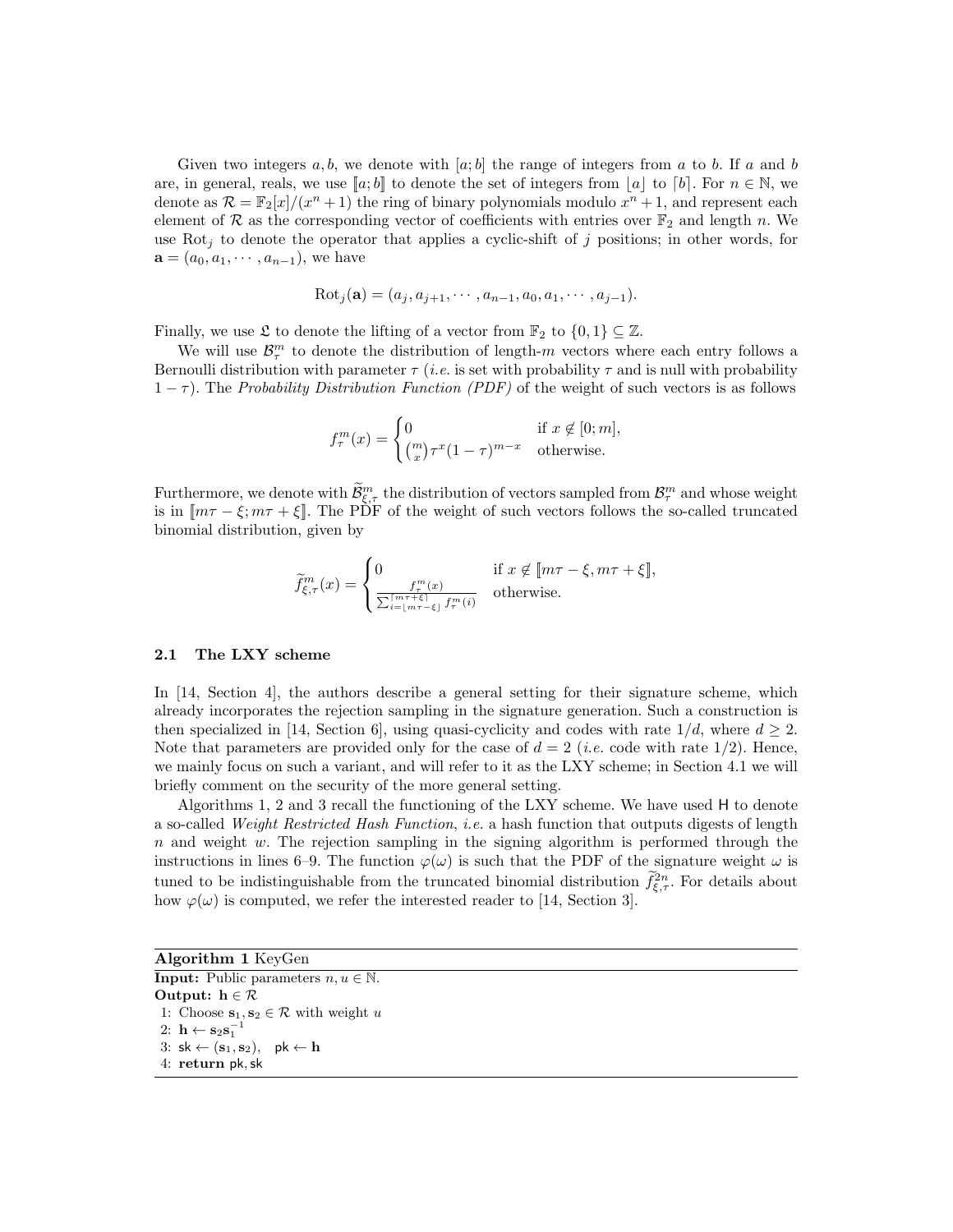Given two integers $a, b$, we denote with $[a; b]$ the range of integers from $a$ to $b$. If $a$ and $b$ are, in general, reals, we use $[\![a; b]\!]$ to denote the set of integers from $\lfloor a \rfloor$ to $\lceil b \rceil$. For $n \in \mathbb{N}$, we denote as $\mathcal{R} = \mathbb{F}_2[x]/(x^n + 1)$ the ring of binary polynomials modulo $x^n + 1$, and represent each element of $\mathcal{R}$ as the corresponding vector of coefficients with entries over $\mathbb{F}_2$ and length $n$. We use $\mathrm{Rot}_j$ to denote the operator that applies a cyclic-shift of $j$ positions; in other words, for $\mathbf{a} = (a_0, a_1, \cdots, a_{n-1})$, we have

$$\mathrm{Rot}_j(\mathbf{a}) = (a_j, a_{j+1}, \cdots, a_{n-1}, a_0, a_1, \cdots, a_{j-1}).$$

Finally, we use $\mathfrak{L}$ to denote the lifting of a vector from $\mathbb{F}_2$ to $\{0, 1\} \subseteq \mathbb{Z}$.

We will use $\mathcal{B}_\tau^m$ to denote the distribution of length-$m$ vectors where each entry follows a Bernoulli distribution with parameter $\tau$ (*i.e.* is set with probability $\tau$ and is null with probability $1 - \tau$). The *Probability Distribution Function (PDF)* of the weight of such vectors is as follows

$$f_\tau^m(x) = \begin{cases} 0 & \text{if } x \notin [0; m], \\ \binom{m}{x} \tau^x (1-\tau)^{m-x} & \text{otherwise.} \end{cases}$$

Furthermore, we denote with $\widetilde{\mathcal{B}}_{\xi,\tau}^m$ the distribution of vectors sampled from $\mathcal{B}_\tau^m$ and whose weight is in $[\![m\tau - \xi; m\tau + \xi]\!]$. The PDF of the weight of such vectors follows the so-called truncated binomial distribution, given by

$$\widetilde{f}_{\xi,\tau}^m(x) = \begin{cases} 0 & \text{if } x \notin [\![m\tau - \xi, m\tau + \xi]\!], \\ \frac{f_\tau^m(x)}{\sum_{i=\lfloor m\tau - \xi \rfloor}^{\lceil m\tau + \xi \rceil} f_\tau^m(i)} & \text{otherwise.} \end{cases}$$

### 2.1 The LXY scheme

In [14, Section 4], the authors describe a general setting for their signature scheme, which already incorporates the rejection sampling in the signature generation. Such a construction is then specialized in [14, Section 6], using quasi-cyclicity and codes with rate $1/d$, where $d \geq 2$. Note that parameters are provided only for the case of $d = 2$ (*i.e.* code with rate $1/2$). Hence, we mainly focus on such a variant, and will refer to it as the LXY scheme; in Section 4.1 we will briefly comment on the security of the more general setting.

Algorithms 1, 2 and 3 recall the functioning of the LXY scheme. We have used $\mathsf{H}$ to denote a so-called *Weight Restricted Hash Function*, *i.e.* a hash function that outputs digests of length $n$ and weight $w$. The rejection sampling in the signing algorithm is performed through the instructions in lines 6–9. The function $\varphi(\omega)$ is such that the PDF of the signature weight $\omega$ is tuned to be indistinguishable from the truncated binomial distribution $\widetilde{f}_{\xi,\tau}^{2n}$. For details about how $\varphi(\omega)$ is computed, we refer the interested reader to [14, Section 3].

**Algorithm 1** KeyGen

**Input:** Public parameters $n, u \in \mathbb{N}$.
**Output:** $\mathbf{h} \in \mathcal{R}$

1: Choose $\mathbf{s}_1, \mathbf{s}_2 \in \mathcal{R}$ with weight $u$
2: $\mathbf{h} \leftarrow \mathbf{s}_2 \mathbf{s}_1^{-1}$
3: $\mathsf{sk} \leftarrow (\mathbf{s}_1, \mathbf{s}_2)$, $\quad \mathsf{pk} \leftarrow \mathbf{h}$
4: **return** $\mathsf{pk}, \mathsf{sk}$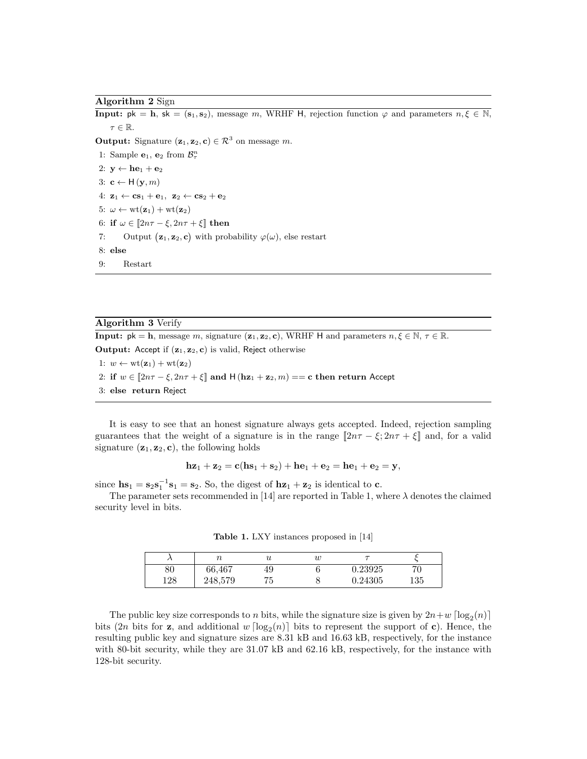**Algorithm 2** Sign

**Input:** $\mathsf{pk} = \mathbf{h}$, $\mathsf{sk} = (\mathbf{s}_1, \mathbf{s}_2)$, message $m$, WRHF $\mathsf{H}$, rejection function $\varphi$ and parameters $n, \xi \in \mathbb{N}$, $\tau \in \mathbb{R}$.

**Output:** Signature $(\mathbf{z}_1, \mathbf{z}_2, \mathbf{c}) \in \mathcal{R}^3$ on message $m$.

1: Sample $\mathbf{e}_1$, $\mathbf{e}_2$ from $\mathcal{B}_\tau^n$
2: $\mathbf{y} \leftarrow \mathbf{h}\mathbf{e}_1 + \mathbf{e}_2$
3: $\mathbf{c} \leftarrow \mathsf{H}(\mathbf{y}, m)$
4: $\mathbf{z}_1 \leftarrow \mathbf{c}\mathbf{s}_1 + \mathbf{e}_1$, $\mathbf{z}_2 \leftarrow \mathbf{c}\mathbf{s}_2 + \mathbf{e}_2$
5: $\omega \leftarrow \mathrm{wt}(\mathbf{z}_1) + \mathrm{wt}(\mathbf{z}_2)$
6: **if** $\omega \in [\![2n\tau - \xi, 2n\tau + \xi]\!]$ **then**
7: Output $(\mathbf{z}_1, \mathbf{z}_2, \mathbf{c})$ with probability $\varphi(\omega)$, else restart
8: **else**
9: Restart

**Algorithm 3** Verify

**Input:** $\mathsf{pk} = \mathbf{h}$, message $m$, signature $(\mathbf{z}_1, \mathbf{z}_2, \mathbf{c})$, WRHF $\mathsf{H}$ and parameters $n, \xi \in \mathbb{N}$, $\tau \in \mathbb{R}$.

**Output:** Accept if $(\mathbf{z}_1, \mathbf{z}_2, \mathbf{c})$ is valid, Reject otherwise

1: $w \leftarrow \mathrm{wt}(\mathbf{z}_1) + \mathrm{wt}(\mathbf{z}_2)$
2: **if** $w \in [\![2n\tau - \xi, 2n\tau + \xi]\!]$ **and** $\mathsf{H}(\mathbf{h}\mathbf{z}_1 + \mathbf{z}_2, m) == \mathbf{c}$ **then return** Accept
3: **else return** Reject

It is easy to see that an honest signature always gets accepted. Indeed, rejection sampling guarantees that the weight of a signature is in the range $[\![2n\tau - \xi; 2n\tau + \xi]\!]$ and, for a valid signature $(\mathbf{z}_1, \mathbf{z}_2, \mathbf{c})$, the following holds

$$\mathbf{h}\mathbf{z}_1 + \mathbf{z}_2 = \mathbf{c}(\mathbf{h}\mathbf{s}_1 + \mathbf{s}_2) + \mathbf{h}\mathbf{e}_1 + \mathbf{e}_2 = \mathbf{h}\mathbf{e}_1 + \mathbf{e}_2 = \mathbf{y},$$

since $\mathbf{h}\mathbf{s}_1 = \mathbf{s}_2\mathbf{s}_1^{-1}\mathbf{s}_1 = \mathbf{s}_2$. So, the digest of $\mathbf{h}\mathbf{z}_1 + \mathbf{z}_2$ is identical to $\mathbf{c}$.

The parameter sets recommended in [14] are reported in Table 1, where $\lambda$ denotes the claimed security level in bits.

**Table 1.** LXY instances proposed in [14]

| $\lambda$ | $n$ | $u$ | $w$ | $\tau$ | $\xi$ |
|---|---|---|---|---|---|
| 80 | 66,467 | 49 | 6 | 0.23925 | 70 |
| 128 | 248,579 | 75 | 8 | 0.24305 | 135 |

The public key size corresponds to $n$ bits, while the signature size is given by $2n + w\lceil\log_2(n)\rceil$ bits ($2n$ bits for $\mathbf{z}$, and additional $w\lceil\log_2(n)\rceil$ bits to represent the support of $\mathbf{c}$). Hence, the resulting public key and signature sizes are 8.31 kB and 16.63 kB, respectively, for the instance with 80-bit security, while they are 31.07 kB and 62.16 kB, respectively, for the instance with 128-bit security.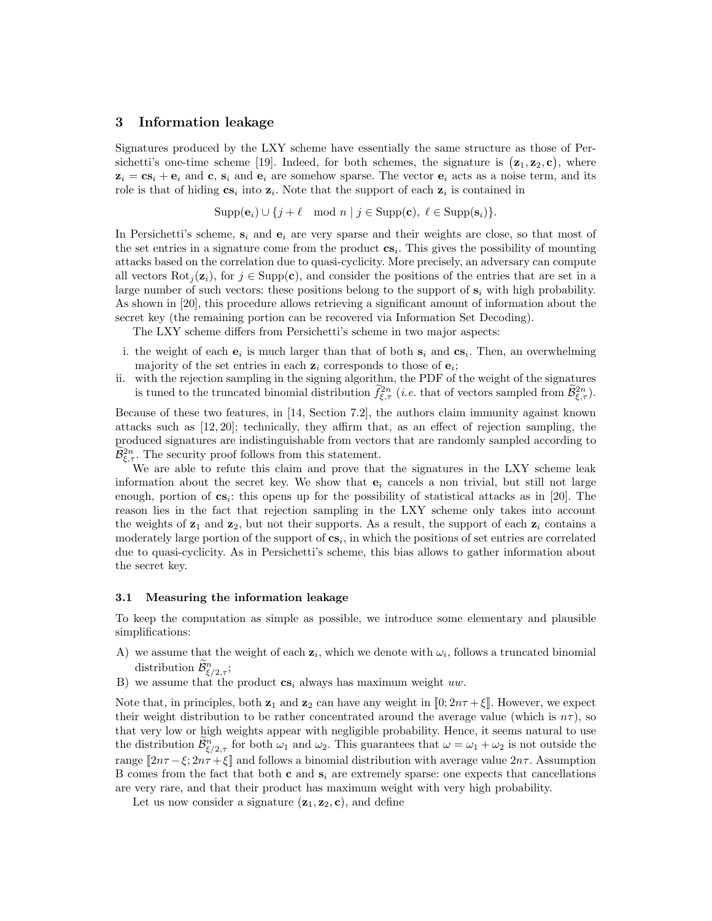## 3 Information leakage

Signatures produced by the LXY scheme have essentially the same structure as those of Persichetti's one-time scheme [19]. Indeed, for both schemes, the signature is $(\mathbf{z}_1, \mathbf{z}_2, \mathbf{c})$, where $\mathbf{z}_i = \mathbf{c}\mathbf{s}_i + \mathbf{e}_i$ and $\mathbf{c}$, $\mathbf{s}_i$ and $\mathbf{e}_i$ are somehow sparse. The vector $\mathbf{e}_i$ acts as a noise term, and its role is that of hiding $\mathbf{c}\mathbf{s}_i$ into $\mathbf{z}_i$. Note that the support of each $\mathbf{z}_i$ is contained in

$$\mathrm{Supp}(\mathbf{e}_i) \cup \{j + \ell \mod n \mid j \in \mathrm{Supp}(\mathbf{c}),\ \ell \in \mathrm{Supp}(\mathbf{s}_i)\}.$$

In Persichetti's scheme, $\mathbf{s}_i$ and $\mathbf{e}_i$ are very sparse and their weights are close, so that most of the set entries in a signature come from the product $\mathbf{c}\mathbf{s}_i$. This gives the possibility of mounting attacks based on the correlation due to quasi-cyclicity. More precisely, an adversary can compute all vectors $\mathrm{Rot}_j(\mathbf{z}_i)$, for $j \in \mathrm{Supp}(\mathbf{c})$, and consider the positions of the entries that are set in a large number of such vectors: these positions belong to the support of $\mathbf{s}_i$ with high probability. As shown in [20], this procedure allows retrieving a significant amount of information about the secret key (the remaining portion can be recovered via Information Set Decoding).

The LXY scheme differs from Persichetti's scheme in two major aspects:

i. the weight of each $\mathbf{e}_i$ is much larger than that of both $\mathbf{s}_i$ and $\mathbf{c}\mathbf{s}_i$. Then, an overwhelming majority of the set entries in each $\mathbf{z}_i$ corresponds to those of $\mathbf{e}_i$;
ii. with the rejection sampling in the signing algorithm, the PDF of the weight of the signatures is tuned to the truncated binomial distribution $\widetilde{f}^{2n}_{\xi,\tau}$ (*i.e.* that of vectors sampled from $\widetilde{\mathcal{B}}^{2n}_{\xi,\tau}$).

Because of these two features, in [14, Section 7.2], the authors claim immunity against known attacks such as [12, 20]; technically, they affirm that, as an effect of rejection sampling, the produced signatures are indistinguishable from vectors that are randomly sampled according to $\widetilde{\mathcal{B}}^{2n}_{\xi,\tau}$. The security proof follows from this statement.

We are able to refute this claim and prove that the signatures in the LXY scheme leak information about the secret key. We show that $\mathbf{e}_i$ cancels a non trivial, but still not large enough, portion of $\mathbf{c}\mathbf{s}_i$: this opens up for the possibility of statistical attacks as in [20]. The reason lies in the fact that rejection sampling in the LXY scheme only takes into account the weights of $\mathbf{z}_1$ and $\mathbf{z}_2$, but not their supports. As a result, the support of each $\mathbf{z}_i$ contains a moderately large portion of the support of $\mathbf{c}\mathbf{s}_i$, in which the positions of set entries are correlated due to quasi-cyclicity. As in Persichetti's scheme, this bias allows to gather information about the secret key.

### 3.1 Measuring the information leakage

To keep the computation as simple as possible, we introduce some elementary and plausible simplifications:

A) we assume that the weight of each $\mathbf{z}_i$, which we denote with $\omega_i$, follows a truncated binomial distribution $\widetilde{\mathcal{B}}^{n}_{\xi/2,\tau}$;
B) we assume that the product $\mathbf{c}\mathbf{s}_i$ always has maximum weight $uw$.

Note that, in principles, both $\mathbf{z}_1$ and $\mathbf{z}_2$ can have any weight in $[\![0; 2n\tau + \xi]\!]$. However, we expect their weight distribution to be rather concentrated around the average value (which is $n\tau$), so that very low or high weights appear with negligible probability. Hence, it seems natural to use the distribution $\widetilde{\mathcal{B}}^{n}_{\xi/2,\tau}$ for both $\omega_1$ and $\omega_2$. This guarantees that $\omega = \omega_1 + \omega_2$ is not outside the range $[\![2n\tau - \xi; 2n\tau + \xi]\!]$ and follows a binomial distribution with average value $2n\tau$. Assumption B comes from the fact that both $\mathbf{c}$ and $\mathbf{s}_i$ are extremely sparse: one expects that cancellations are very rare, and that their product has maximum weight with very high probability.

Let us now consider a signature $(\mathbf{z}_1, \mathbf{z}_2, \mathbf{c})$, and define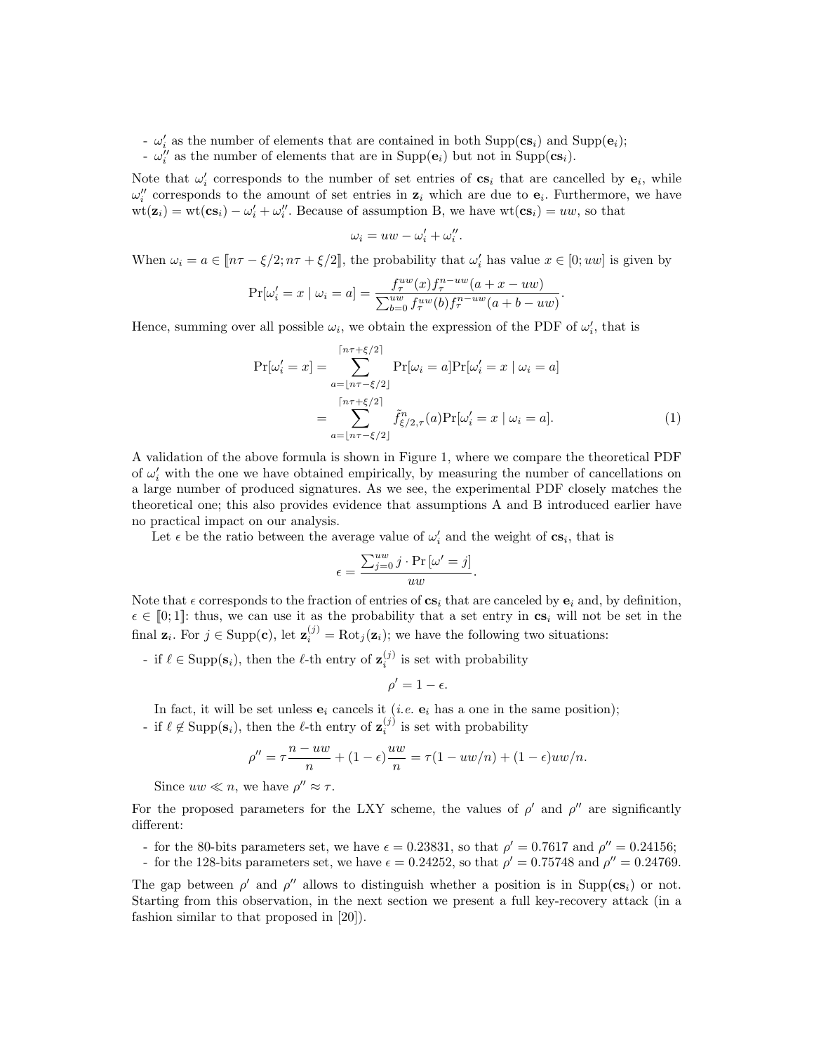- $\omega_i'$ as the number of elements that are contained in both $\mathrm{Supp}(\mathbf{cs}_i)$ and $\mathrm{Supp}(\mathbf{e}_i)$;
- $\omega_i''$ as the number of elements that are in $\mathrm{Supp}(\mathbf{e}_i)$ but not in $\mathrm{Supp}(\mathbf{cs}_i)$.

Note that $\omega_i'$ corresponds to the number of set entries of $\mathbf{cs}_i$ that are cancelled by $\mathbf{e}_i$, while $\omega_i''$ corresponds to the amount of set entries in $\mathbf{z}_i$ which are due to $\mathbf{e}_i$. Furthermore, we have $\mathrm{wt}(\mathbf{z}_i) = \mathrm{wt}(\mathbf{cs}_i) - \omega_i' + \omega_i''$. Because of assumption B, we have $\mathrm{wt}(\mathbf{cs}_i) = uw$, so that

$$\omega_i = uw - \omega_i' + \omega_i''.$$

When $\omega_i = a \in [\![n\tau - \xi/2; n\tau + \xi/2]\!]$, the probability that $\omega_i'$ has value $x \in [0; uw]$ is given by

$$\Pr[\omega_i' = x \mid \omega_i = a] = \frac{f_\tau^{uw}(x) f_\tau^{n-uw}(a + x - uw)}{\sum_{b=0}^{uw} f_\tau^{uw}(b) f_\tau^{n-uw}(a + b - uw)}.$$

Hence, summing over all possible $\omega_i$, we obtain the expression of the PDF of $\omega_i'$, that is

$$\begin{aligned}\Pr[\omega_i' = x] &= \sum_{a=\lfloor n\tau-\xi/2\rfloor}^{\lceil n\tau+\xi/2\rceil} \Pr[\omega_i = a]\Pr[\omega_i' = x \mid \omega_i = a] \\ &= \sum_{a=\lfloor n\tau-\xi/2\rfloor}^{\lceil n\tau+\xi/2\rceil} \tilde{f}^n_{\xi/2,\tau}(a)\Pr[\omega_i' = x \mid \omega_i = a]. \end{aligned} \tag{1}$$

A validation of the above formula is shown in Figure 1, where we compare the theoretical PDF of $\omega_i'$ with the one we have obtained empirically, by measuring the number of cancellations on a large number of produced signatures. As we see, the experimental PDF closely matches the theoretical one; this also provides evidence that assumptions A and B introduced earlier have no practical impact on our analysis.

Let $\epsilon$ be the ratio between the average value of $\omega_i'$ and the weight of $\mathbf{cs}_i$, that is

$$\epsilon = \frac{\sum_{j=0}^{uw} j \cdot \Pr\left[\omega' = j\right]}{uw}.$$

Note that $\epsilon$ corresponds to the fraction of entries of $\mathbf{cs}_i$ that are canceled by $\mathbf{e}_i$ and, by definition, $\epsilon \in [\![0; 1]\!]$: thus, we can use it as the probability that a set entry in $\mathbf{cs}_i$ will not be set in the final $\mathbf{z}_i$. For $j \in \mathrm{Supp}(\mathbf{c})$, let $\mathbf{z}_i^{(j)} = \mathrm{Rot}_j(\mathbf{z}_i)$; we have the following two situations:

- if $\ell \in \mathrm{Supp}(\mathbf{s}_i)$, then the $\ell$-th entry of $\mathbf{z}_i^{(j)}$ is set with probability

  $$\rho' = 1 - \epsilon.$$

  In fact, it will be set unless $\mathbf{e}_i$ cancels it (*i.e.* $\mathbf{e}_i$ has a one in the same position);
- if $\ell \notin \mathrm{Supp}(\mathbf{s}_i)$, then the $\ell$-th entry of $\mathbf{z}_i^{(j)}$ is set with probability

  $$\rho'' = \tau\frac{n - uw}{n} + (1 - \epsilon)\frac{uw}{n} = \tau(1 - uw/n) + (1 - \epsilon)uw/n.$$

  Since $uw \ll n$, we have $\rho'' \approx \tau$.

For the proposed parameters for the LXY scheme, the values of $\rho'$ and $\rho''$ are significantly different:

- for the 80-bits parameters set, we have $\epsilon = 0.23831$, so that $\rho' = 0.7617$ and $\rho'' = 0.24156$;
- for the 128-bits parameters set, we have $\epsilon = 0.24252$, so that $\rho' = 0.75748$ and $\rho'' = 0.24769$.

The gap between $\rho'$ and $\rho''$ allows to distinguish whether a position is in $\mathrm{Supp}(\mathbf{cs}_i)$ or not. Starting from this observation, in the next section we present a full key-recovery attack (in a fashion similar to that proposed in [20]).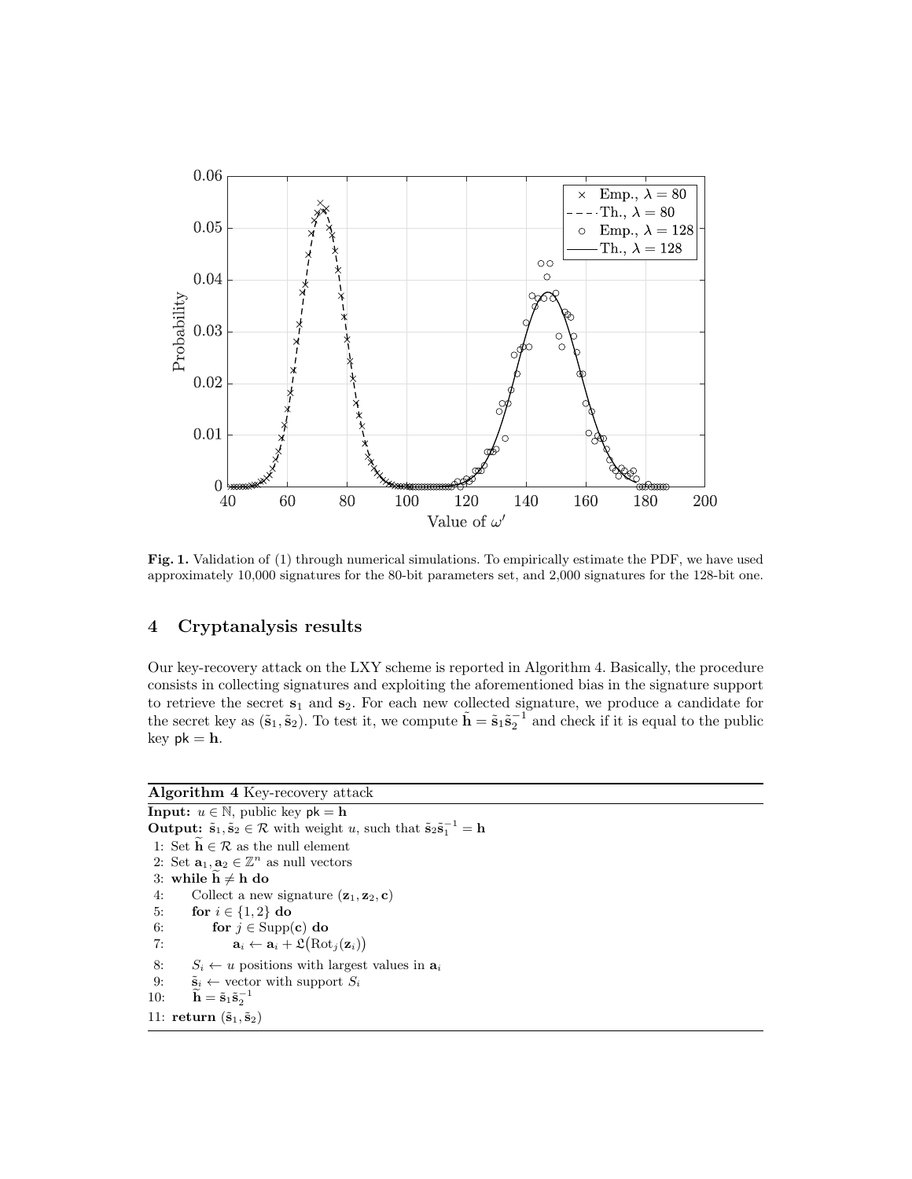**Fig. 1.** Validation of (1) through numerical simulations. To empirically estimate the PDF, we have used approximately 10,000 signatures for the 80-bit parameters set, and 2,000 signatures for the 128-bit one.

## 4 Cryptanalysis results

Our key-recovery attack on the LXY scheme is reported in Algorithm 4. Basically, the procedure consists in collecting signatures and exploiting the aforementioned bias in the signature support to retrieve the secret $\mathbf{s}_1$ and $\mathbf{s}_2$. For each new collected signature, we produce a candidate for the secret key as $(\tilde{\mathbf{s}}_1, \tilde{\mathbf{s}}_2)$. To test it, we compute $\widetilde{\mathbf{h}} = \tilde{\mathbf{s}}_1\tilde{\mathbf{s}}_2^{-1}$ and check if it is equal to the public key $\mathsf{pk} = \mathbf{h}$.

**Algorithm 4** Key-recovery attack

**Input:** $u \in \mathbb{N}$, public key $\mathsf{pk} = \mathbf{h}$

**Output:** $\tilde{\mathbf{s}}_1, \tilde{\mathbf{s}}_2 \in \mathcal{R}$ with weight $u$, such that $\tilde{\mathbf{s}}_2\tilde{\mathbf{s}}_1^{-1} = \mathbf{h}$

```
1: Set h̃ ∈ R as the null element
2: Set a_1, a_2 ∈ Z^n as null vectors
3: while h̃ ≠ h do
4:     Collect a new signature (z_1, z_2, c)
5:     for i ∈ {1, 2} do
6:         for j ∈ Supp(c) do
7:             a_i ← a_i + L(Rot_j(z_i))
8:     S_i ← u positions with largest values in a_i
9:     s̃_i ← vector with support S_i
10:    h̃ = s̃_1 s̃_2^{-1}
11: return (s̃_1, s̃_2)
```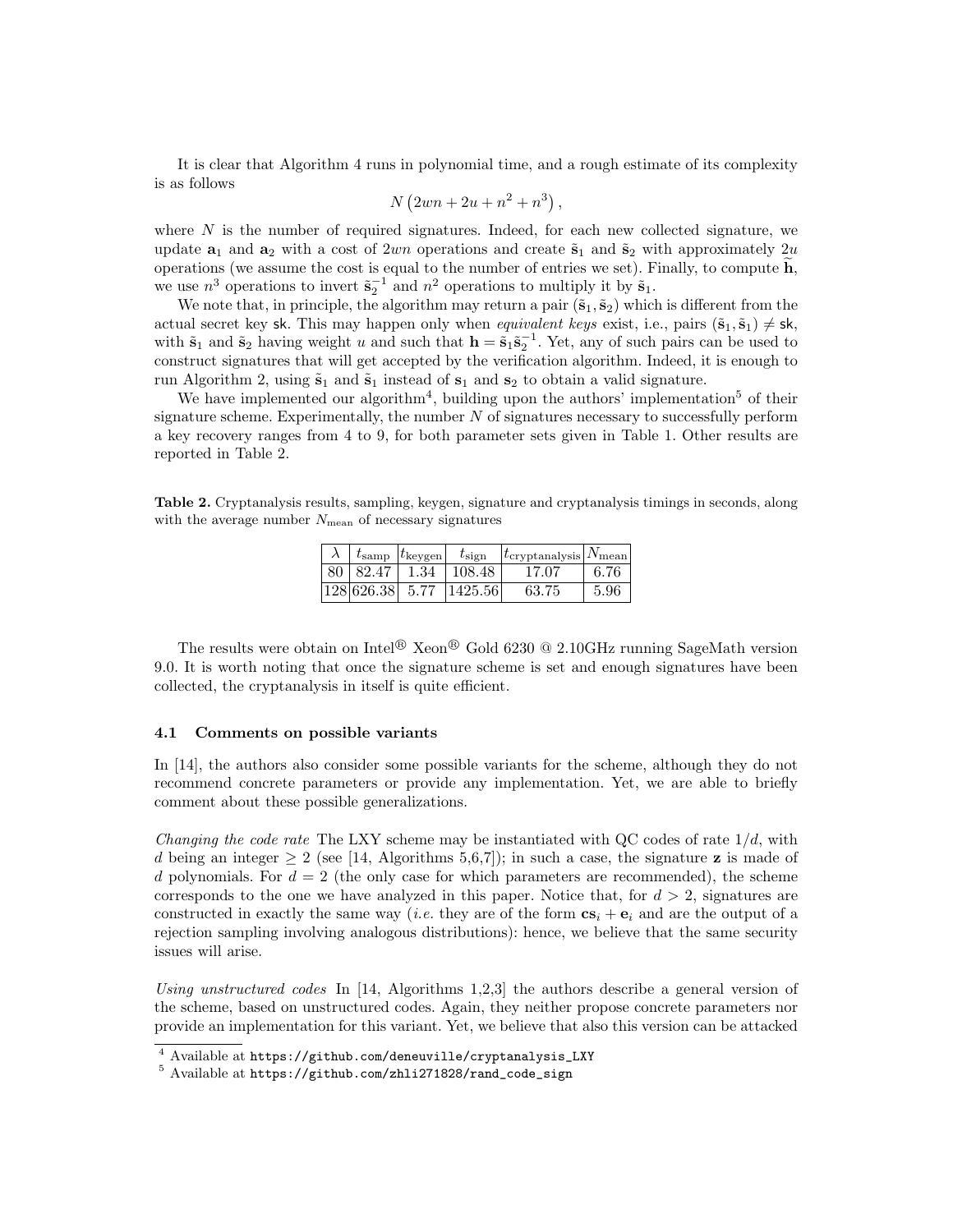It is clear that Algorithm 4 runs in polynomial time, and a rough estimate of its complexity is as follows

$$N\left(2wn + 2u + n^2 + n^3\right),$$

where $N$ is the number of required signatures. Indeed, for each new collected signature, we update $\mathbf{a}_1$ and $\mathbf{a}_2$ with a cost of $2wn$ operations and create $\tilde{\mathbf{s}}_1$ and $\tilde{\mathbf{s}}_2$ with approximately $2u$ operations (we assume the cost is equal to the number of entries we set). Finally, to compute $\widetilde{\mathbf{h}}$, we use $n^3$ operations to invert $\tilde{\mathbf{s}}_2^{-1}$ and $n^2$ operations to multiply it by $\tilde{\mathbf{s}}_1$.

We note that, in principle, the algorithm may return a pair $(\tilde{\mathbf{s}}_1, \tilde{\mathbf{s}}_2)$ which is different from the actual secret key $\mathsf{sk}$. This may happen only when *equivalent keys* exist, i.e., pairs $(\tilde{\mathbf{s}}_1, \tilde{\mathbf{s}}_1) \neq \mathsf{sk}$, with $\tilde{\mathbf{s}}_1$ and $\tilde{\mathbf{s}}_2$ having weight $u$ and such that $\mathbf{h} = \tilde{\mathbf{s}}_1 \tilde{\mathbf{s}}_2^{-1}$. Yet, any of such pairs can be used to construct signatures that will get accepted by the verification algorithm. Indeed, it is enough to run Algorithm 2, using $\tilde{\mathbf{s}}_1$ and $\tilde{\mathbf{s}}_1$ instead of $\mathbf{s}_1$ and $\mathbf{s}_2$ to obtain a valid signature.

We have implemented our algorithm[4], building upon the authors' implementation[5] of their signature scheme. Experimentally, the number $N$ of signatures necessary to successfully perform a key recovery ranges from 4 to 9, for both parameter sets given in Table 1. Other results are reported in Table 2.

**Table 2.** Cryptanalysis results, sampling, keygen, signature and cryptanalysis timings in seconds, along with the average number $N_{\text{mean}}$ of necessary signatures

| $\lambda$ | $t_{\text{samp}}$ | $t_{\text{keygen}}$ | $t_{\text{sign}}$ | $t_{\text{cryptanalysis}}$ | $N_{\text{mean}}$ |
|---|---|---|---|---|---|
| 80 | 82.47 | 1.34 | 108.48 | 17.07 | 6.76 |
| 128 | 626.38 | 5.77 | 1425.56 | 63.75 | 5.96 |

The results were obtain on Intel® Xeon® Gold 6230 @ 2.10GHz running SageMath version 9.0. It is worth noting that once the signature scheme is set and enough signatures have been collected, the cryptanalysis in itself is quite efficient.

### 4.1 Comments on possible variants

In [14], the authors also consider some possible variants for the scheme, although they do not recommend concrete parameters or provide any implementation. Yet, we are able to briefly comment about these possible generalizations.

*Changing the code rate* The LXY scheme may be instantiated with QC codes of rate $1/d$, with $d$ being an integer $\geq 2$ (see [14, Algorithms 5,6,7]); in such a case, the signature $\mathbf{z}$ is made of $d$ polynomials. For $d = 2$ (the only case for which parameters are recommended), the scheme corresponds to the one we have analyzed in this paper. Notice that, for $d > 2$, signatures are constructed in exactly the same way (*i.e.* they are of the form $\mathbf{c}\mathbf{s}_i + \mathbf{e}_i$ and are the output of a rejection sampling involving analogous distributions): hence, we believe that the same security issues will arise.

*Using unstructured codes* In [14, Algorithms 1,2,3] the authors describe a general version of the scheme, based on unstructured codes. Again, they neither propose concrete parameters nor provide an implementation for this variant. Yet, we believe that also this version can be attacked

[4] Available at `https://github.com/deneuville/cryptanalysis_LXY`

[5] Available at `https://github.com/zhli271828/rand_code_sign`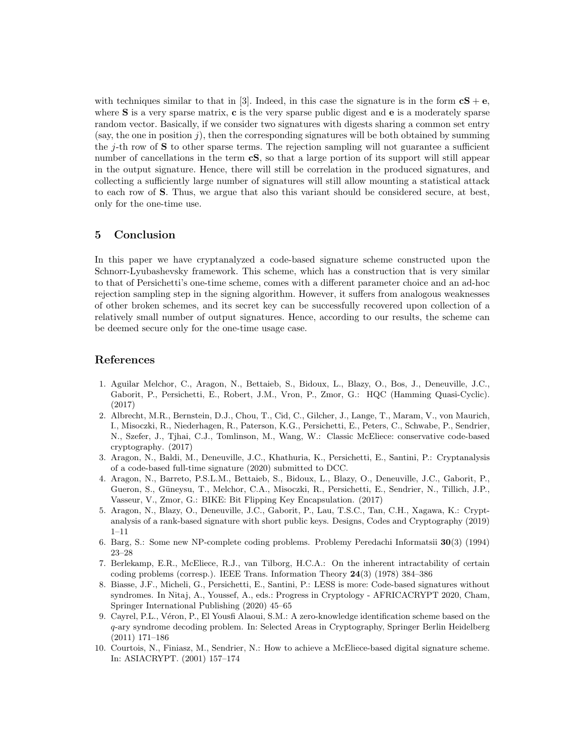with techniques similar to that in [3]. Indeed, in this case the signature is in the form $\mathbf{cS} + \mathbf{e}$, where $\mathbf{S}$ is a very sparse matrix, $\mathbf{c}$ is the very sparse public digest and $\mathbf{e}$ is a moderately sparse random vector. Basically, if we consider two signatures with digests sharing a common set entry (say, the one in position $j$), then the corresponding signatures will be both obtained by summing the $j$-th row of $\mathbf{S}$ to other sparse terms. The rejection sampling will not guarantee a sufficient number of cancellations in the term $\mathbf{cS}$, so that a large portion of its support will still appear in the output signature. Hence, there will still be correlation in the produced signatures, and collecting a sufficiently large number of signatures will still allow mounting a statistical attack to each row of $\mathbf{S}$. Thus, we argue that also this variant should be considered secure, at best, only for the one-time use.

## 5 Conclusion

In this paper we have cryptanalyzed a code-based signature scheme constructed upon the Schnorr-Lyubashevsky framework. This scheme, which has a construction that is very similar to that of Persichetti's one-time scheme, comes with a different parameter choice and an ad-hoc rejection sampling step in the signing algorithm. However, it suffers from analogous weaknesses of other broken schemes, and its secret key can be successfully recovered upon collection of a relatively small number of output signatures. Hence, according to our results, the scheme can be deemed secure only for the one-time usage case.

## References

1. Aguilar Melchor, C., Aragon, N., Bettaieb, S., Bidoux, L., Blazy, O., Bos, J., Deneuville, J.C., Gaborit, P., Persichetti, E., Robert, J.M., Vron, P., Zmor, G.: HQC (Hamming Quasi-Cyclic). (2017)
2. Albrecht, M.R., Bernstein, D.J., Chou, T., Cid, C., Gilcher, J., Lange, T., Maram, V., von Maurich, I., Misoczki, R., Niederhagen, R., Paterson, K.G., Persichetti, E., Peters, C., Schwabe, P., Sendrier, N., Szefer, J., Tjhai, C.J., Tomlinson, M., Wang, W.: Classic McEliece: conservative code-based cryptography. (2017)
3. Aragon, N., Baldi, M., Deneuville, J.C., Khathuria, K., Persichetti, E., Santini, P.: Cryptanalysis of a code-based full-time signature (2020) submitted to DCC.
4. Aragon, N., Barreto, P.S.L.M., Bettaieb, S., Bidoux, L., Blazy, O., Deneuville, J.C., Gaborit, P., Gueron, S., Güneysu, T., Melchor, C.A., Misoczki, R., Persichetti, E., Sendrier, N., Tillich, J.P., Vasseur, V., Zmor, G.: BIKE: Bit Flipping Key Encapsulation. (2017)
5. Aragon, N., Blazy, O., Deneuville, J.C., Gaborit, P., Lau, T.S.C., Tan, C.H., Xagawa, K.: Cryptanalysis of a rank-based signature with short public keys. Designs, Codes and Cryptography (2019) 1–11
6. Barg, S.: Some new NP-complete coding problems. Problemy Peredachi Informatsii **30**(3) (1994) 23–28
7. Berlekamp, E.R., McEliece, R.J., van Tilborg, H.C.A.: On the inherent intractability of certain coding problems (corresp.). IEEE Trans. Information Theory **24**(3) (1978) 384–386
8. Biasse, J.F., Micheli, G., Persichetti, E., Santini, P.: LESS is more: Code-based signatures without syndromes. In Nitaj, A., Youssef, A., eds.: Progress in Cryptology - AFRICACRYPT 2020, Cham, Springer International Publishing (2020) 45–65
9. Cayrel, P.L., Véron, P., El Yousfi Alaoui, S.M.: A zero-knowledge identification scheme based on the $q$-ary syndrome decoding problem. In: Selected Areas in Cryptography, Springer Berlin Heidelberg (2011) 171–186
10. Courtois, N., Finiasz, M., Sendrier, N.: How to achieve a McEliece-based digital signature scheme. In: ASIACRYPT. (2001) 157–174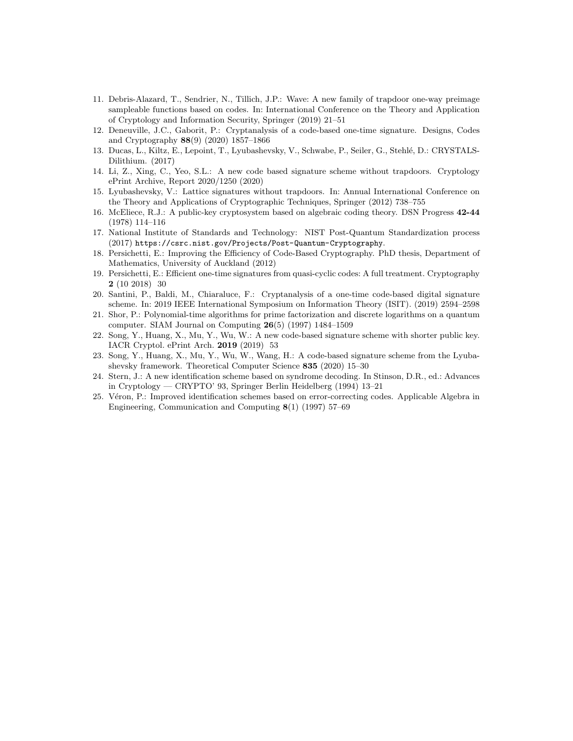11. Debris-Alazard, T., Sendrier, N., Tillich, J.P.: Wave: A new family of trapdoor one-way preimage sampleable functions based on codes. In: International Conference on the Theory and Application of Cryptology and Information Security, Springer (2019) 21–51
12. Deneuville, J.C., Gaborit, P.: Cryptanalysis of a code-based one-time signature. Designs, Codes and Cryptography **88**(9) (2020) 1857–1866
13. Ducas, L., Kiltz, E., Lepoint, T., Lyubashevsky, V., Schwabe, P., Seiler, G., Stehlé, D.: CRYSTALS-Dilithium. (2017)
14. Li, Z., Xing, C., Yeo, S.L.: A new code based signature scheme without trapdoors. Cryptology ePrint Archive, Report 2020/1250 (2020)
15. Lyubashevsky, V.: Lattice signatures without trapdoors. In: Annual International Conference on the Theory and Applications of Cryptographic Techniques, Springer (2012) 738–755
16. McEliece, R.J.: A public-key cryptosystem based on algebraic coding theory. DSN Progress **42-44** (1978) 114–116
17. National Institute of Standards and Technology: NIST Post-Quantum Standardization process (2017) `https://csrc.nist.gov/Projects/Post-Quantum-Cryptography`.
18. Persichetti, E.: Improving the Efficiency of Code-Based Cryptography. PhD thesis, Department of Mathematics, University of Auckland (2012)
19. Persichetti, E.: Efficient one-time signatures from quasi-cyclic codes: A full treatment. Cryptography **2** (10 2018) 30
20. Santini, P., Baldi, M., Chiaraluce, F.: Cryptanalysis of a one-time code-based digital signature scheme. In: 2019 IEEE International Symposium on Information Theory (ISIT). (2019) 2594–2598
21. Shor, P.: Polynomial-time algorithms for prime factorization and discrete logarithms on a quantum computer. SIAM Journal on Computing **26**(5) (1997) 1484–1509
22. Song, Y., Huang, X., Mu, Y., Wu, W.: A new code-based signature scheme with shorter public key. IACR Cryptol. ePrint Arch. **2019** (2019) 53
23. Song, Y., Huang, X., Mu, Y., Wu, W., Wang, H.: A code-based signature scheme from the Lyubashevsky framework. Theoretical Computer Science **835** (2020) 15–30
24. Stern, J.: A new identification scheme based on syndrome decoding. In Stinson, D.R., ed.: Advances in Cryptology — CRYPTO' 93, Springer Berlin Heidelberg (1994) 13–21
25. Véron, P.: Improved identification schemes based on error-correcting codes. Applicable Algebra in Engineering, Communication and Computing **8**(1) (1997) 57–69